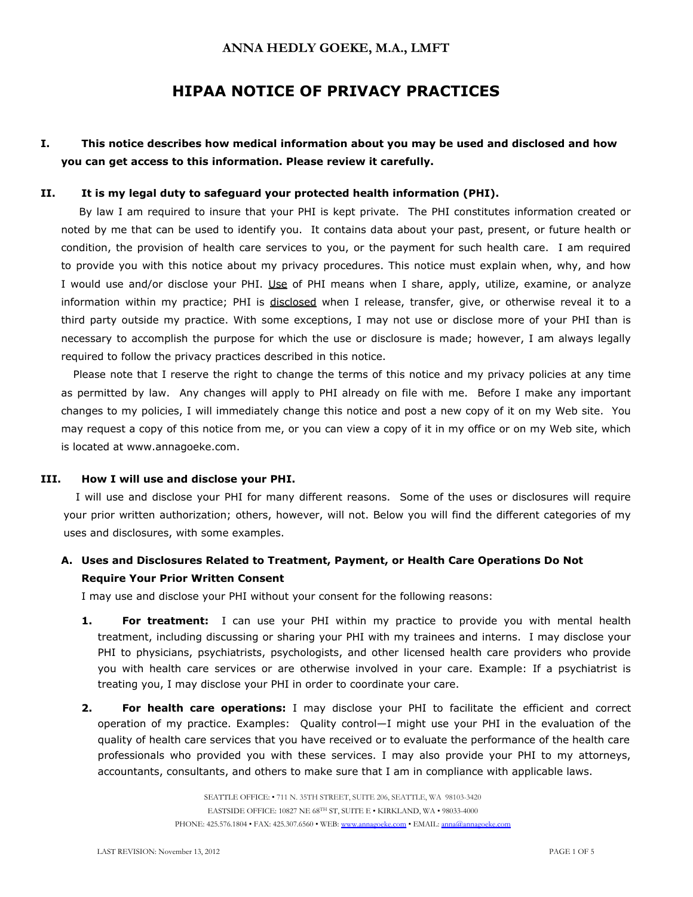# ANNA HEDLY GOEKE, M.A., LMFT

# HIPAA NOTICE OF PRIVACY PRACTICES

## I. This notice describes how medical information about you may be used and disclosed and how you can get access to this information. Please review it carefully.

## II. It is my legal duty to safeguard your protected health information (PHI).

By law I am required to insure that your PHI is kept private. The PHI constitutes information created or noted by me that can be used to identify you. It contains data about your past, present, or future health or condition, the provision of health care services to you, or the payment for such health care. I am required to provide you with this notice about my privacy procedures. This notice must explain when, why, and how I would use and/or disclose your PHI. Use of PHI means when I share, apply, utilize, examine, or analyze information within my practice; PHI is disclosed when I release, transfer, give, or otherwise reveal it to a third party outside my practice. With some exceptions, I may not use or disclose more of your PHI than is necessary to accomplish the purpose for which the use or disclosure is made; however, I am always legally required to follow the privacy practices described in this notice.

Please note that I reserve the right to change the terms of this notice and my privacy policies at any time as permitted by law. Any changes will apply to PHI already on file with me. Before I make any important changes to my policies, I will immediately change this notice and post a new copy of it on my Web site. You may request a copy of this notice from me, or you can view a copy of it in my office or on my Web site, which is located at www.annagoeke.com.

## III. How I will use and disclose your PHI.

I will use and disclose your PHI for many different reasons. Some of the uses or disclosures will require your prior written authorization; others, however, will not. Below you will find the different categories of my uses and disclosures, with some examples.

### A. Uses and Disclosures Related to Treatment, Payment, or Health Care Operations Do Not Require Your Prior Written Consent

I may use and disclose your PHI without your consent for the following reasons:

1. **For treatment:** I can use your PHI within my practice to provide you with mental health treatment, including discussing or sharing your PHI with my trainees and interns. I may disclose your PHI to physicians, psychiatrists, psychologists, and other licensed health care providers who provide you with health care services or are otherwise involved in your care. Example: If a psychiatrist is treating you, I may disclose your PHI in order to coordinate your care.

2. **For health care operations:** I may disclose your PHI to facilitate the efficient and correct operation of my practice. Examples: Quality control—I might use your PHI in the evaluation of the quality of health care services that you have received or to evaluate the performance of the health care professionals who provided you with these services. I may also provide your PHI to my attorneys, accountants, consultants, and others to make sure that I am in compliance with applicable laws.

SEATTLE OFFICE: • 711 N. 35TH STREET, SUITE 206, SEATTLE, WA 98103-3420
EASTSIDE OFFICE: 10827 NE 68TH ST, SUITE E • KIRKLAND, WA • 98033-4000
PHONE: 425.576.1804 • FAX: 425.307.6560 • WEB: www.annagoeke.com • EMAIL: anna@annagoeke.com

LAST REVISION: November 13, 2012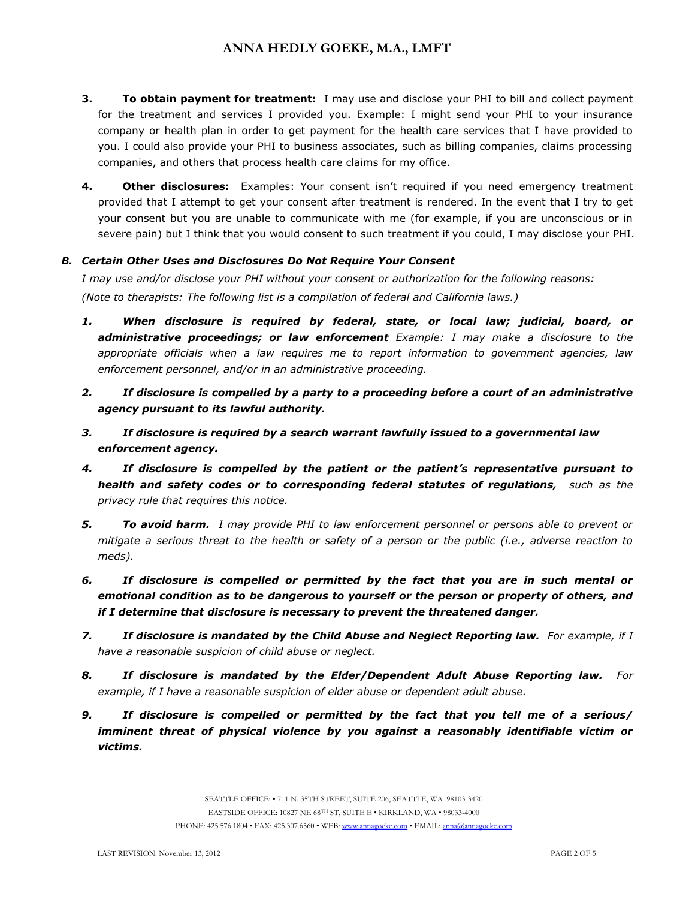3. **To obtain payment for treatment:** I may use and disclose your PHI to bill and collect payment for the treatment and services I provided you. Example: I might send your PHI to your insurance company or health plan in order to get payment for the health care services that I have provided to you. I could also provide your PHI to business associates, such as billing companies, claims processing companies, and others that process health care claims for my office.

4. **Other disclosures:** Examples: Your consent isn't required if you need emergency treatment provided that I attempt to get your consent after treatment is rendered. In the event that I try to get your consent but you are unable to communicate with me (for example, if you are unconscious or in severe pain) but I think that you would consent to such treatment if you could, I may disclose your PHI.

### *B. Certain Other Uses and Disclosures Do Not Require Your Consent*

*I may use and/or disclose your PHI without your consent or authorization for the following reasons:*

*(Note to therapists: The following list is a compilation of federal and California laws.)*

1. ***When disclosure is required by federal, state, or local law; judicial, board, or administrative proceedings; or law enforcement*** *Example: I may make a disclosure to the appropriate officials when a law requires me to report information to government agencies, law enforcement personnel, and/or in an administrative proceeding.*

2. ***If disclosure is compelled by a party to a proceeding before a court of an administrative agency pursuant to its lawful authority.***

3. ***If disclosure is required by a search warrant lawfully issued to a governmental law enforcement agency.***

4. ***If disclosure is compelled by the patient or the patient's representative pursuant to health and safety codes or to corresponding federal statutes of regulations,*** *such as the privacy rule that requires this notice.*

5. ***To avoid harm.*** *I may provide PHI to law enforcement personnel or persons able to prevent or mitigate a serious threat to the health or safety of a person or the public (i.e., adverse reaction to meds).*

6. ***If disclosure is compelled or permitted by the fact that you are in such mental or emotional condition as to be dangerous to yourself or the person or property of others, and if I determine that disclosure is necessary to prevent the threatened danger.***

7. ***If disclosure is mandated by the Child Abuse and Neglect Reporting law.*** *For example, if I have a reasonable suspicion of child abuse or neglect.*

8. ***If disclosure is mandated by the Elder/Dependent Adult Abuse Reporting law.*** *For example, if I have a reasonable suspicion of elder abuse or dependent adult abuse.*

9. ***If disclosure is compelled or permitted by the fact that you tell me of a serious/ imminent threat of physical violence by you against a reasonably identifiable victim or victims.***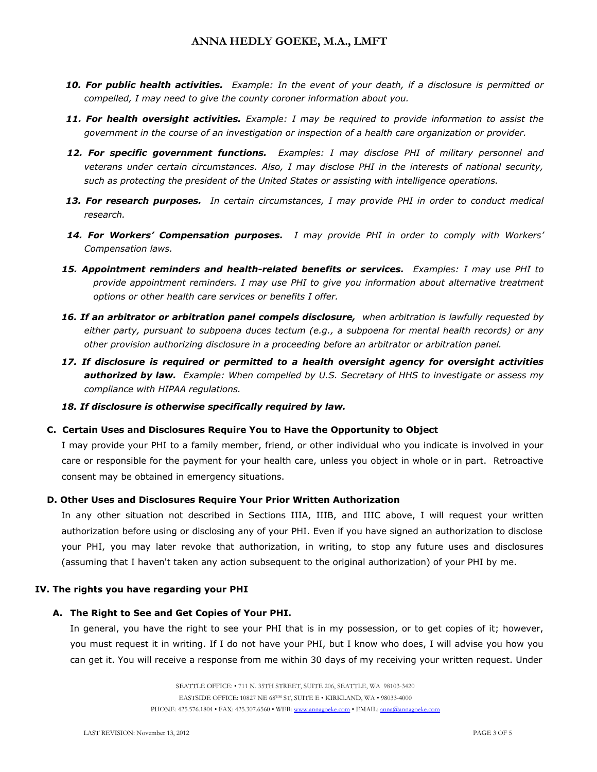10. ***For public health activities.*** *Example: In the event of your death, if a disclosure is permitted or compelled, I may need to give the county coroner information about you.*

11. ***For health oversight activities.*** *Example: I may be required to provide information to assist the government in the course of an investigation or inspection of a health care organization or provider.*

12. ***For specific government functions.*** *Examples: I may disclose PHI of military personnel and veterans under certain circumstances. Also, I may disclose PHI in the interests of national security, such as protecting the president of the United States or assisting with intelligence operations.*

13. ***For research purposes.*** *In certain circumstances, I may provide PHI in order to conduct medical research.*

14. ***For Workers' Compensation purposes.*** *I may provide PHI in order to comply with Workers' Compensation laws.*

15. ***Appointment reminders and health-related benefits or services.*** *Examples: I may use PHI to provide appointment reminders. I may use PHI to give you information about alternative treatment options or other health care services or benefits I offer.*

16. ***If an arbitrator or arbitration panel compels disclosure,*** *when arbitration is lawfully requested by either party, pursuant to subpoena duces tectum (e.g., a subpoena for mental health records) or any other provision authorizing disclosure in a proceeding before an arbitrator or arbitration panel.*

17. ***If disclosure is required or permitted to a health oversight agency for oversight activities authorized by law.*** *Example: When compelled by U.S. Secretary of HHS to investigate or assess my compliance with HIPAA regulations.*

18. ***If disclosure is otherwise specifically required by law.***

### C. Certain Uses and Disclosures Require You to Have the Opportunity to Object

I may provide your PHI to a family member, friend, or other individual who you indicate is involved in your care or responsible for the payment for your health care, unless you object in whole or in part. Retroactive consent may be obtained in emergency situations.

### D. Other Uses and Disclosures Require Your Prior Written Authorization

In any other situation not described in Sections IIIA, IIIB, and IIIC above, I will request your written authorization before using or disclosing any of your PHI. Even if you have signed an authorization to disclose your PHI, you may later revoke that authorization, in writing, to stop any future uses and disclosures (assuming that I haven't taken any action subsequent to the original authorization) of your PHI by me.

## IV. The rights you have regarding your PHI

### A. The Right to See and Get Copies of Your PHI.

In general, you have the right to see your PHI that is in my possession, or to get copies of it; however, you must request it in writing. If I do not have your PHI, but I know who does, I will advise you how you can get it. You will receive a response from me within 30 days of my receiving your written request. Under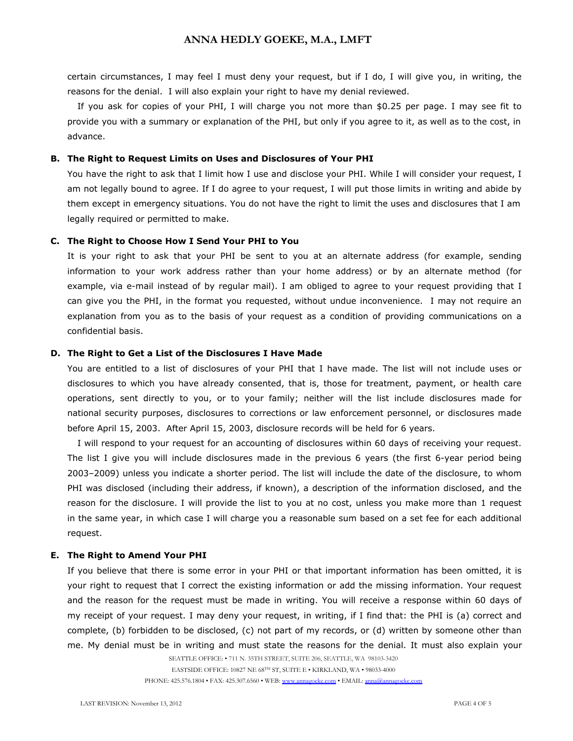certain circumstances, I may feel I must deny your request, but if I do, I will give you, in writing, the reasons for the denial. I will also explain your right to have my denial reviewed.

If you ask for copies of your PHI, I will charge you not more than $0.25 per page. I may see fit to provide you with a summary or explanation of the PHI, but only if you agree to it, as well as to the cost, in advance.

**B. The Right to Request Limits on Uses and Disclosures of Your PHI**

You have the right to ask that I limit how I use and disclose your PHI. While I will consider your request, I am not legally bound to agree. If I do agree to your request, I will put those limits in writing and abide by them except in emergency situations. You do not have the right to limit the uses and disclosures that I am legally required or permitted to make.

**C. The Right to Choose How I Send Your PHI to You**

It is your right to ask that your PHI be sent to you at an alternate address (for example, sending information to your work address rather than your home address) or by an alternate method (for example, via e-mail instead of by regular mail). I am obliged to agree to your request providing that I can give you the PHI, in the format you requested, without undue inconvenience. I may not require an explanation from you as to the basis of your request as a condition of providing communications on a confidential basis.

**D. The Right to Get a List of the Disclosures I Have Made**

You are entitled to a list of disclosures of your PHI that I have made. The list will not include uses or disclosures to which you have already consented, that is, those for treatment, payment, or health care operations, sent directly to you, or to your family; neither will the list include disclosures made for national security purposes, disclosures to corrections or law enforcement personnel, or disclosures made before April 15, 2003. After April 15, 2003, disclosure records will be held for 6 years.

I will respond to your request for an accounting of disclosures within 60 days of receiving your request. The list I give you will include disclosures made in the previous 6 years (the first 6-year period being 2003–2009) unless you indicate a shorter period. The list will include the date of the disclosure, to whom PHI was disclosed (including their address, if known), a description of the information disclosed, and the reason for the disclosure. I will provide the list to you at no cost, unless you make more than 1 request in the same year, in which case I will charge you a reasonable sum based on a set fee for each additional request.

**E. The Right to Amend Your PHI**

If you believe that there is some error in your PHI or that important information has been omitted, it is your right to request that I correct the existing information or add the missing information. Your request and the reason for the request must be made in writing. You will receive a response within 60 days of my receipt of your request. I may deny your request, in writing, if I find that: the PHI is (a) correct and complete, (b) forbidden to be disclosed, (c) not part of my records, or (d) written by someone other than me. My denial must be in writing and must state the reasons for the denial. It must also explain your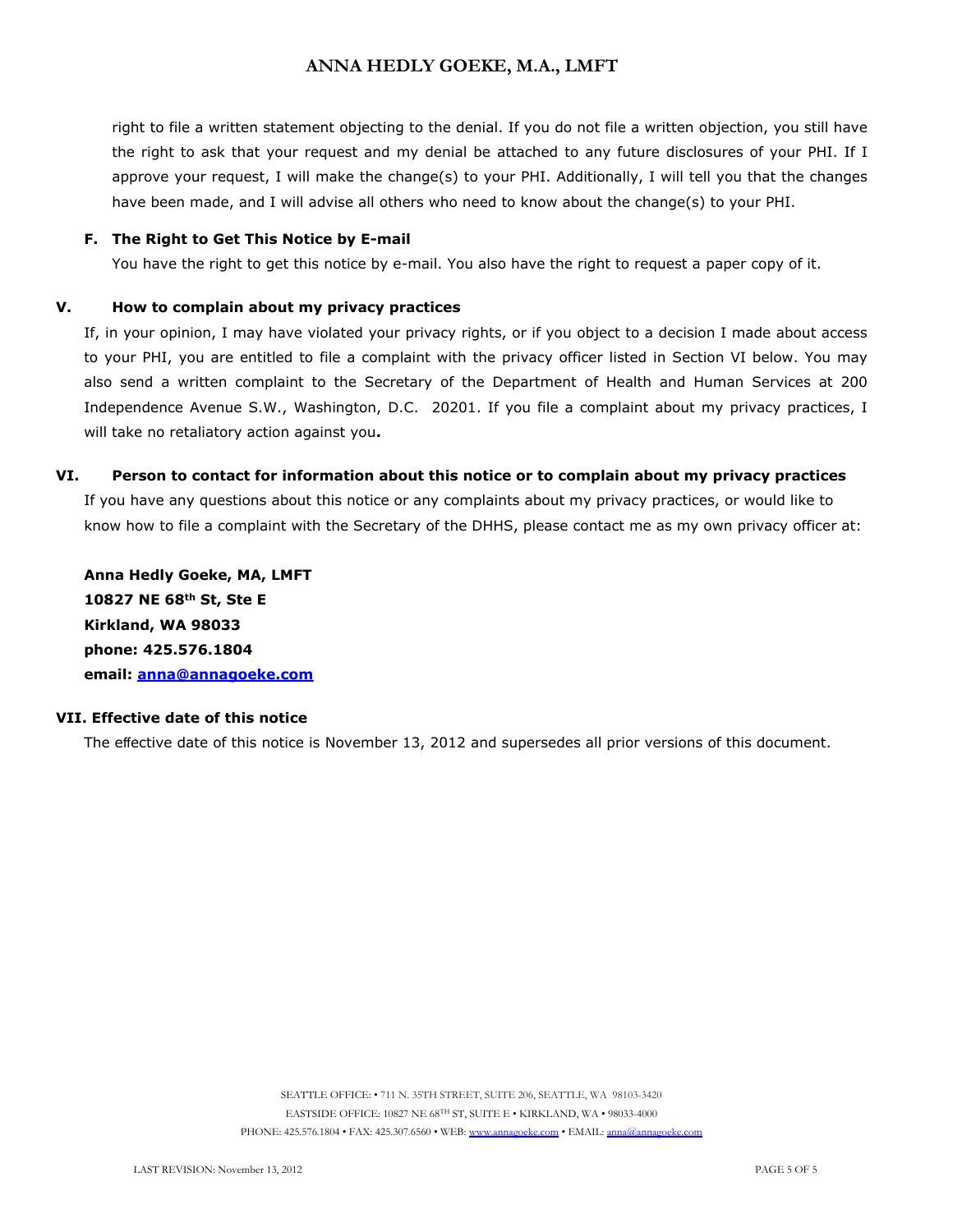right to file a written statement objecting to the denial. If you do not file a written objection, you still have the right to ask that your request and my denial be attached to any future disclosures of your PHI. If I approve your request, I will make the change(s) to your PHI. Additionally, I will tell you that the changes have been made, and I will advise all others who need to know about the change(s) to your PHI.

### F. The Right to Get This Notice by E-mail

You have the right to get this notice by e-mail. You also have the right to request a paper copy of it.

## V. How to complain about my privacy practices

If, in your opinion, I may have violated your privacy rights, or if you object to a decision I made about access to your PHI, you are entitled to file a complaint with the privacy officer listed in Section VI below. You may also send a written complaint to the Secretary of the Department of Health and Human Services at 200 Independence Avenue S.W., Washington, D.C. 20201. If you file a complaint about my privacy practices, I will take no retaliatory action against you.

## VI. Person to contact for information about this notice or to complain about my privacy practices

If you have any questions about this notice or any complaints about my privacy practices, or would like to know how to file a complaint with the Secretary of the DHHS, please contact me as my own privacy officer at:

**Anna Hedly Goeke, MA, LMFT**
**10827 NE 68th St, Ste E**
**Kirkland, WA 98033**
**phone: 425.576.1804**
**email: anna@annagoeke.com**

## VII. Effective date of this notice

The effective date of this notice is November 13, 2012 and supersedes all prior versions of this document.

SEATTLE OFFICE: • 711 N. 35TH STREET, SUITE 206, SEATTLE, WA 98103-3420
EASTSIDE OFFICE: 10827 NE 68TH ST, SUITE E • KIRKLAND, WA • 98033-4000
PHONE: 425.576.1804 • FAX: 425.307.6560 • WEB: www.annagoeke.com • EMAIL: anna@annagoeke.com